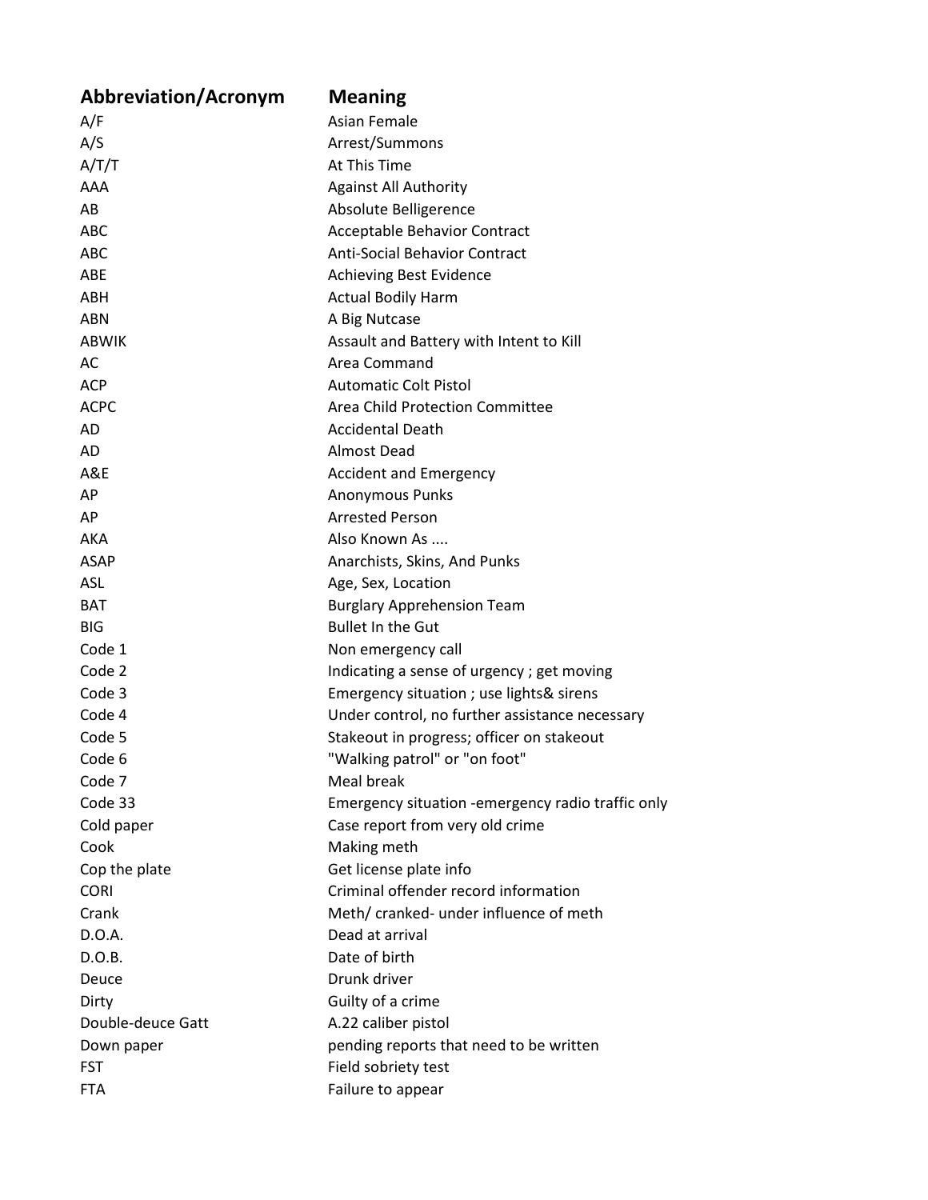| Abbreviation/Acronym | Meaning |
| --- | --- |
| A/F | Asian Female |
| A/S | Arrest/Summons |
| A/T/T | At This Time |
| AAA | Against All Authority |
| AB | Absolute Belligerence |
| ABC | Acceptable Behavior Contract |
| ABC | Anti-Social Behavior Contract |
| ABE | Achieving Best Evidence |
| ABH | Actual Bodily Harm |
| ABN | A Big Nutcase |
| ABWIK | Assault and Battery with Intent to Kill |
| AC | Area Command |
| ACP | Automatic Colt Pistol |
| ACPC | Area Child Protection Committee |
| AD | Accidental Death |
| AD | Almost Dead |
| A&E | Accident and Emergency |
| AP | Anonymous Punks |
| AP | Arrested Person |
| AKA | Also Known As .... |
| ASAP | Anarchists, Skins, And Punks |
| ASL | Age, Sex, Location |
| BAT | Burglary Apprehension Team |
| BIG | Bullet In the Gut |
| Code 1 | Non emergency call |
| Code 2 | Indicating a sense of urgency ; get moving |
| Code 3 | Emergency situation ; use lights& sirens |
| Code 4 | Under control, no further assistance necessary |
| Code 5 | Stakeout in progress; officer on stakeout |
| Code 6 | "Walking patrol" or "on foot" |
| Code 7 | Meal break |
| Code 33 | Emergency situation -emergency radio traffic only |
| Cold paper | Case report from very old crime |
| Cook | Making meth |
| Cop the plate | Get license plate info |
| CORI | Criminal offender record information |
| Crank | Meth/ cranked- under influence of meth |
| D.O.A. | Dead at arrival |
| D.O.B. | Date of birth |
| Deuce | Drunk driver |
| Dirty | Guilty of a crime |
| Double-deuce Gatt | A.22 caliber pistol |
| Down paper | pending reports that need to be written |
| FST | Field sobriety test |
| FTA | Failure to appear |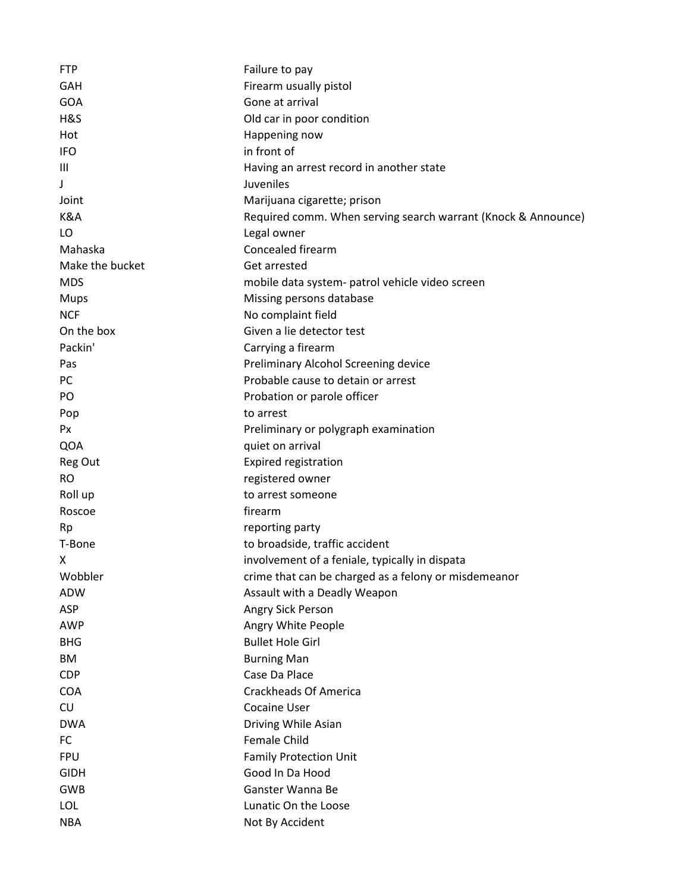| | |
|---|---|
| FTP | Failure to pay |
| GAH | Firearm usually pistol |
| GOA | Gone at arrival |
| H&S | Old car in poor condition |
| Hot | Happening now |
| IFO | in front of |
| III | Having an arrest record in another state |
| J | Juveniles |
| Joint | Marijuana cigarette; prison |
| K&A | Required comm. When serving search warrant (Knock & Announce) |
| LO | Legal owner |
| Mahaska | Concealed firearm |
| Make the bucket | Get arrested |
| MDS | mobile data system- patrol vehicle video screen |
| Mups | Missing persons database |
| NCF | No complaint field |
| On the box | Given a lie detector test |
| Packin' | Carrying a firearm |
| Pas | Preliminary Alcohol Screening device |
| PC | Probable cause to detain or arrest |
| PO | Probation or parole officer |
| Pop | to arrest |
| Px | Preliminary or polygraph examination |
| QOA | quiet on arrival |
| Reg Out | Expired registration |
| RO | registered owner |
| Roll up | to arrest someone |
| Roscoe | firearm |
| Rp | reporting party |
| T-Bone | to broadside, traffic accident |
| X | involvement of a feniale, typically in dispata |
| Wobbler | crime that can be charged as a felony or misdemeanor |
| ADW | Assault with a Deadly Weapon |
| ASP | Angry Sick Person |
| AWP | Angry White People |
| BHG | Bullet Hole Girl |
| BM | Burning Man |
| CDP | Case Da Place |
| COA | Crackheads Of America |
| CU | Cocaine User |
| DWA | Driving While Asian |
| FC | Female Child |
| FPU | Family Protection Unit |
| GIDH | Good In Da Hood |
| GWB | Ganster Wanna Be |
| LOL | Lunatic On the Loose |
| NBA | Not By Accident |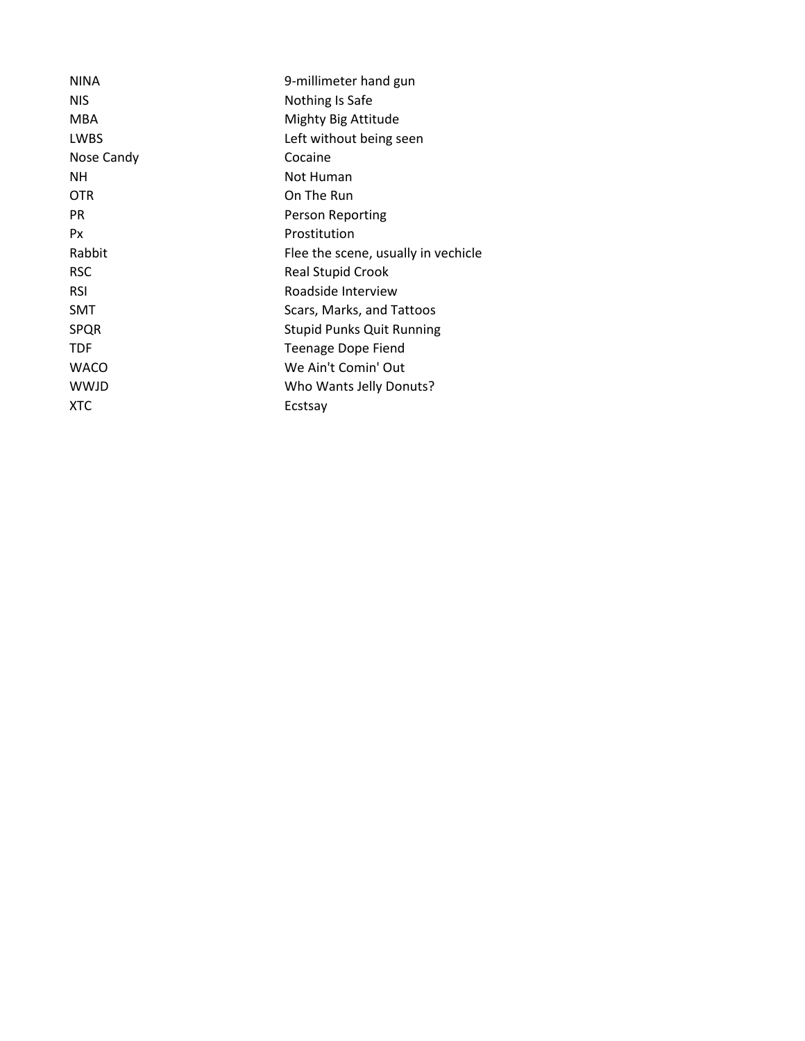| | |
|---|---|
| NINA | 9-millimeter hand gun |
| NIS | Nothing Is Safe |
| MBA | Mighty Big Attitude |
| LWBS | Left without being seen |
| Nose Candy | Cocaine |
| NH | Not Human |
| OTR | On The Run |
| PR | Person Reporting |
| Px | Prostitution |
| Rabbit | Flee the scene, usually in vechicle |
| RSC | Real Stupid Crook |
| RSI | Roadside Interview |
| SMT | Scars, Marks, and Tattoos |
| SPQR | Stupid Punks Quit Running |
| TDF | Teenage Dope Fiend |
| WACO | We Ain't Comin' Out |
| WWJD | Who Wants Jelly Donuts? |
| XTC | Ecstsay |